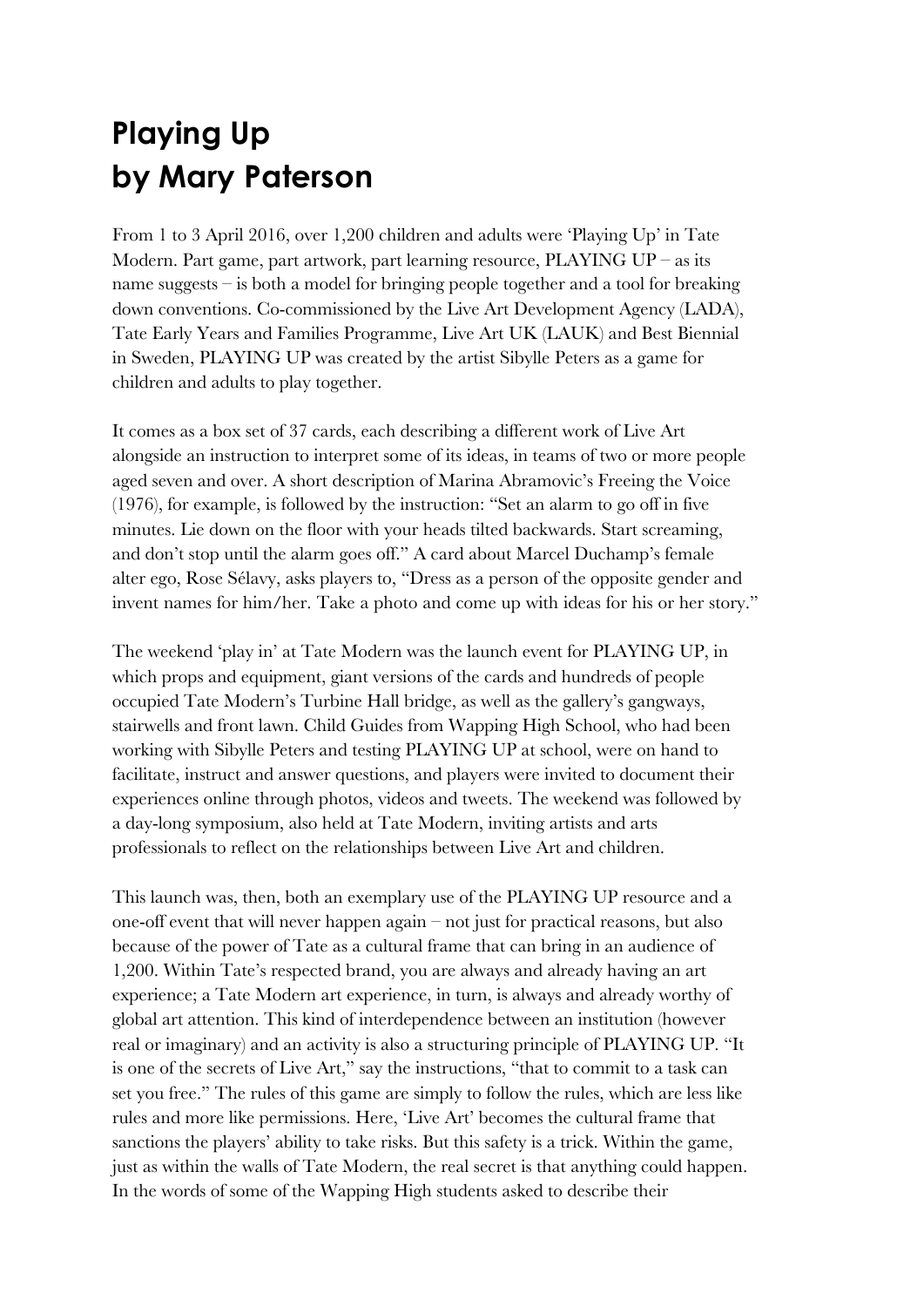# Playing Up
# by Mary Paterson

From 1 to 3 April 2016, over 1,200 children and adults were 'Playing Up' in Tate Modern. Part game, part artwork, part learning resource, PLAYING UP – as its name suggests – is both a model for bringing people together and a tool for breaking down conventions. Co-commissioned by the Live Art Development Agency (LADA), Tate Early Years and Families Programme, Live Art UK (LAUK) and Best Biennial in Sweden, PLAYING UP was created by the artist Sibylle Peters as a game for children and adults to play together.

It comes as a box set of 37 cards, each describing a different work of Live Art alongside an instruction to interpret some of its ideas, in teams of two or more people aged seven and over. A short description of Marina Abramovic's Freeing the Voice (1976), for example, is followed by the instruction: "Set an alarm to go off in five minutes. Lie down on the floor with your heads tilted backwards. Start screaming, and don't stop until the alarm goes off." A card about Marcel Duchamp's female alter ego, Rose Sélavy, asks players to, "Dress as a person of the opposite gender and invent names for him/her. Take a photo and come up with ideas for his or her story."

The weekend 'play in' at Tate Modern was the launch event for PLAYING UP, in which props and equipment, giant versions of the cards and hundreds of people occupied Tate Modern's Turbine Hall bridge, as well as the gallery's gangways, stairwells and front lawn. Child Guides from Wapping High School, who had been working with Sibylle Peters and testing PLAYING UP at school, were on hand to facilitate, instruct and answer questions, and players were invited to document their experiences online through photos, videos and tweets. The weekend was followed by a day-long symposium, also held at Tate Modern, inviting artists and arts professionals to reflect on the relationships between Live Art and children.

This launch was, then, both an exemplary use of the PLAYING UP resource and a one-off event that will never happen again – not just for practical reasons, but also because of the power of Tate as a cultural frame that can bring in an audience of 1,200. Within Tate's respected brand, you are always and already having an art experience; a Tate Modern art experience, in turn, is always and already worthy of global art attention. This kind of interdependence between an institution (however real or imaginary) and an activity is also a structuring principle of PLAYING UP. "It is one of the secrets of Live Art," say the instructions, "that to commit to a task can set you free." The rules of this game are simply to follow the rules, which are less like rules and more like permissions. Here, 'Live Art' becomes the cultural frame that sanctions the players' ability to take risks. But this safety is a trick. Within the game, just as within the walls of Tate Modern, the real secret is that anything could happen. In the words of some of the Wapping High students asked to describe their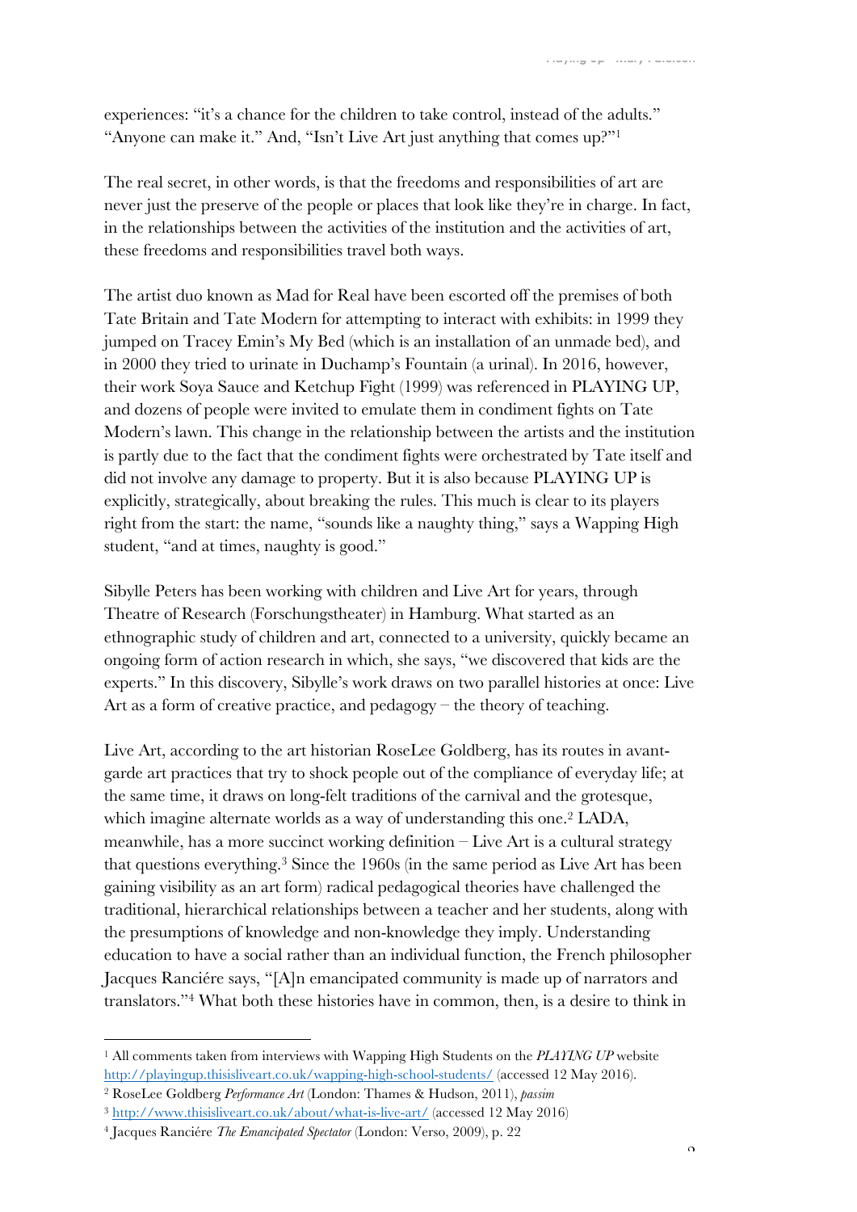experiences: "it's a chance for the children to take control, instead of the adults." "Anyone can make it." And, "Isn't Live Art just anything that comes up?"[1]

The real secret, in other words, is that the freedoms and responsibilities of art are never just the preserve of the people or places that look like they're in charge. In fact, in the relationships between the activities of the institution and the activities of art, these freedoms and responsibilities travel both ways.

The artist duo known as Mad for Real have been escorted off the premises of both Tate Britain and Tate Modern for attempting to interact with exhibits: in 1999 they jumped on Tracey Emin's My Bed (which is an installation of an unmade bed), and in 2000 they tried to urinate in Duchamp's Fountain (a urinal). In 2016, however, their work Soya Sauce and Ketchup Fight (1999) was referenced in PLAYING UP, and dozens of people were invited to emulate them in condiment fights on Tate Modern's lawn. This change in the relationship between the artists and the institution is partly due to the fact that the condiment fights were orchestrated by Tate itself and did not involve any damage to property. But it is also because PLAYING UP is explicitly, strategically, about breaking the rules. This much is clear to its players right from the start: the name, "sounds like a naughty thing," says a Wapping High student, "and at times, naughty is good."

Sibylle Peters has been working with children and Live Art for years, through Theatre of Research (Forschungstheater) in Hamburg. What started as an ethnographic study of children and art, connected to a university, quickly became an ongoing form of action research in which, she says, "we discovered that kids are the experts." In this discovery, Sibylle's work draws on two parallel histories at once: Live Art as a form of creative practice, and pedagogy – the theory of teaching.

Live Art, according to the art historian RoseLee Goldberg, has its routes in avant-garde art practices that try to shock people out of the compliance of everyday life; at the same time, it draws on long-felt traditions of the carnival and the grotesque, which imagine alternate worlds as a way of understanding this one.[2] LADA, meanwhile, has a more succinct working definition – Live Art is a cultural strategy that questions everything.[3] Since the 1960s (in the same period as Live Art has been gaining visibility as an art form) radical pedagogical theories have challenged the traditional, hierarchical relationships between a teacher and her students, along with the presumptions of knowledge and non-knowledge they imply. Understanding education to have a social rather than an individual function, the French philosopher Jacques Ranciére says, "[A]n emancipated community is made up of narrators and translators."[4] What both these histories have in common, then, is a desire to think in

---

[1] All comments taken from interviews with Wapping High Students on the *PLAYING UP* website http://playingup.thisisliveart.co.uk/wapping-high-school-students/ (accessed 12 May 2016).

[2] RoseLee Goldberg *Performance Art* (London: Thames & Hudson, 2011), *passim*

[3] http://www.thisisliveart.co.uk/about/what-is-live-art/ (accessed 12 May 2016)

[4] Jacques Ranciére *The Emancipated Spectator* (London: Verso, 2009), p. 22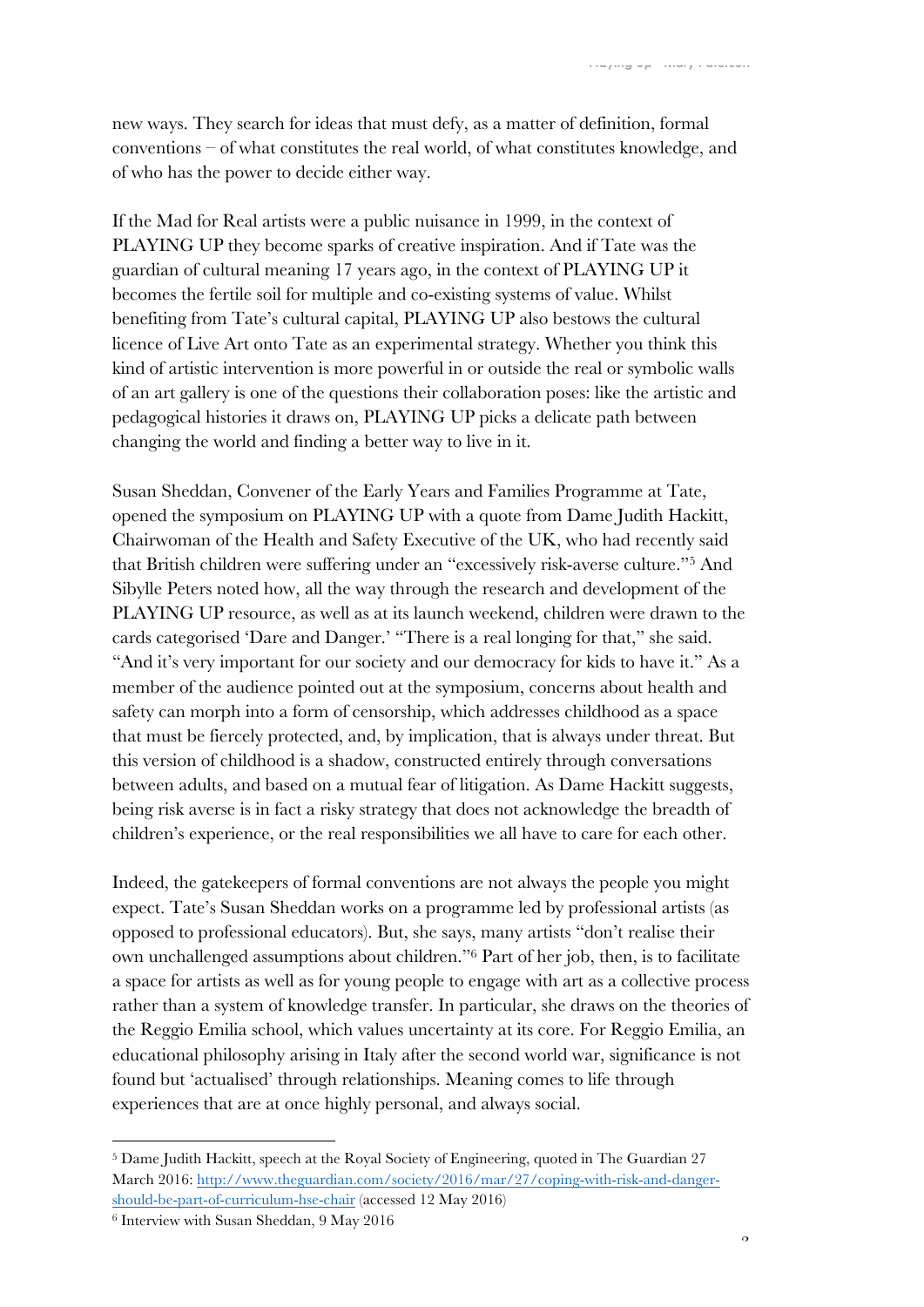new ways. They search for ideas that must defy, as a matter of definition, formal conventions – of what constitutes the real world, of what constitutes knowledge, and of who has the power to decide either way.

If the Mad for Real artists were a public nuisance in 1999, in the context of PLAYING UP they become sparks of creative inspiration. And if Tate was the guardian of cultural meaning 17 years ago, in the context of PLAYING UP it becomes the fertile soil for multiple and co-existing systems of value. Whilst benefiting from Tate's cultural capital, PLAYING UP also bestows the cultural licence of Live Art onto Tate as an experimental strategy. Whether you think this kind of artistic intervention is more powerful in or outside the real or symbolic walls of an art gallery is one of the questions their collaboration poses: like the artistic and pedagogical histories it draws on, PLAYING UP picks a delicate path between changing the world and finding a better way to live in it.

Susan Sheddan, Convener of the Early Years and Families Programme at Tate, opened the symposium on PLAYING UP with a quote from Dame Judith Hackitt, Chairwoman of the Health and Safety Executive of the UK, who had recently said that British children were suffering under an "excessively risk-averse culture."[5] And Sibylle Peters noted how, all the way through the research and development of the PLAYING UP resource, as well as at its launch weekend, children were drawn to the cards categorised 'Dare and Danger.' "There is a real longing for that," she said. "And it's very important for our society and our democracy for kids to have it." As a member of the audience pointed out at the symposium, concerns about health and safety can morph into a form of censorship, which addresses childhood as a space that must be fiercely protected, and, by implication, that is always under threat. But this version of childhood is a shadow, constructed entirely through conversations between adults, and based on a mutual fear of litigation. As Dame Hackitt suggests, being risk averse is in fact a risky strategy that does not acknowledge the breadth of children's experience, or the real responsibilities we all have to care for each other.

Indeed, the gatekeepers of formal conventions are not always the people you might expect. Tate's Susan Sheddan works on a programme led by professional artists (as opposed to professional educators). But, she says, many artists "don't realise their own unchallenged assumptions about children."[6] Part of her job, then, is to facilitate a space for artists as well as for young people to engage with art as a collective process rather than a system of knowledge transfer. In particular, she draws on the theories of the Reggio Emilia school, which values uncertainty at its core. For Reggio Emilia, an educational philosophy arising in Italy after the second world war, significance is not found but 'actualised' through relationships. Meaning comes to life through experiences that are at once highly personal, and always social.

---

[5] Dame Judith Hackitt, speech at the Royal Society of Engineering, quoted in The Guardian 27 March 2016: http://www.theguardian.com/society/2016/mar/27/coping-with-risk-and-danger-should-be-part-of-curriculum-hse-chair (accessed 12 May 2016)

[6] Interview with Susan Sheddan, 9 May 2016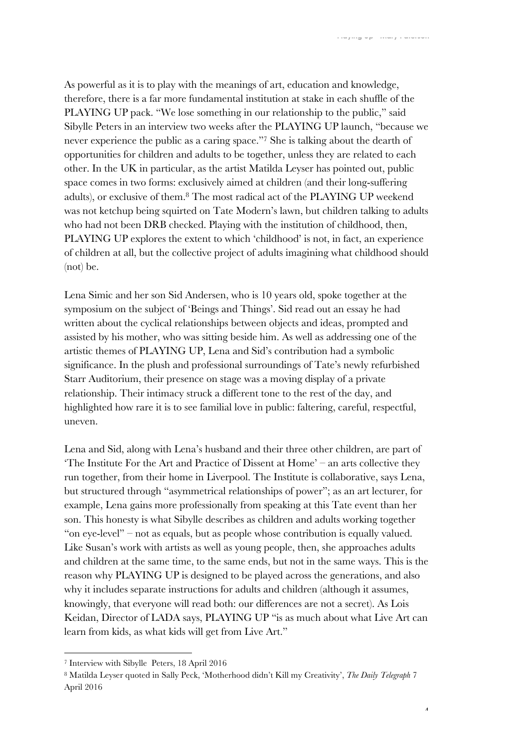As powerful as it is to play with the meanings of art, education and knowledge, therefore, there is a far more fundamental institution at stake in each shuffle of the PLAYING UP pack. "We lose something in our relationship to the public," said Sibylle Peters in an interview two weeks after the PLAYING UP launch, "because we never experience the public as a caring space."[7] She is talking about the dearth of opportunities for children and adults to be together, unless they are related to each other. In the UK in particular, as the artist Matilda Leyser has pointed out, public space comes in two forms: exclusively aimed at children (and their long-suffering adults), or exclusive of them.[8] The most radical act of the PLAYING UP weekend was not ketchup being squirted on Tate Modern's lawn, but children talking to adults who had not been DRB checked. Playing with the institution of childhood, then, PLAYING UP explores the extent to which 'childhood' is not, in fact, an experience of children at all, but the collective project of adults imagining what childhood should (not) be.

Lena Simic and her son Sid Andersen, who is 10 years old, spoke together at the symposium on the subject of 'Beings and Things'. Sid read out an essay he had written about the cyclical relationships between objects and ideas, prompted and assisted by his mother, who was sitting beside him. As well as addressing one of the artistic themes of PLAYING UP, Lena and Sid's contribution had a symbolic significance. In the plush and professional surroundings of Tate's newly refurbished Starr Auditorium, their presence on stage was a moving display of a private relationship. Their intimacy struck a different tone to the rest of the day, and highlighted how rare it is to see familial love in public: faltering, careful, respectful, uneven.

Lena and Sid, along with Lena's husband and their three other children, are part of 'The Institute For the Art and Practice of Dissent at Home' – an arts collective they run together, from their home in Liverpool. The Institute is collaborative, says Lena, but structured through "asymmetrical relationships of power"; as an art lecturer, for example, Lena gains more professionally from speaking at this Tate event than her son. This honesty is what Sibylle describes as children and adults working together "on eye-level" – not as equals, but as people whose contribution is equally valued. Like Susan's work with artists as well as young people, then, she approaches adults and children at the same time, to the same ends, but not in the same ways. This is the reason why PLAYING UP is designed to be played across the generations, and also why it includes separate instructions for adults and children (although it assumes, knowingly, that everyone will read both: our differences are not a secret). As Lois Keidan, Director of LADA says, PLAYING UP "is as much about what Live Art can learn from kids, as what kids will get from Live Art."

---

[7] Interview with Sibylle Peters, 18 April 2016

[8] Matilda Leyser quoted in Sally Peck, 'Motherhood didn't Kill my Creativity', *The Daily Telegraph* 7 April 2016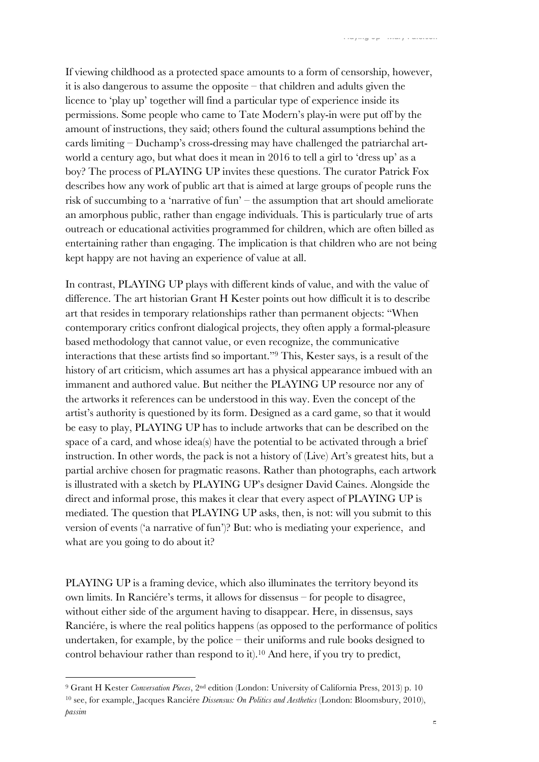If viewing childhood as a protected space amounts to a form of censorship, however, it is also dangerous to assume the opposite – that children and adults given the licence to 'play up' together will find a particular type of experience inside its permissions. Some people who came to Tate Modern's play-in were put off by the amount of instructions, they said; others found the cultural assumptions behind the cards limiting – Duchamp's cross-dressing may have challenged the patriarchal art-world a century ago, but what does it mean in 2016 to tell a girl to 'dress up' as a boy? The process of PLAYING UP invites these questions. The curator Patrick Fox describes how any work of public art that is aimed at large groups of people runs the risk of succumbing to a 'narrative of fun' – the assumption that art should ameliorate an amorphous public, rather than engage individuals. This is particularly true of arts outreach or educational activities programmed for children, which are often billed as entertaining rather than engaging. The implication is that children who are not being kept happy are not having an experience of value at all.

In contrast, PLAYING UP plays with different kinds of value, and with the value of difference. The art historian Grant H Kester points out how difficult it is to describe art that resides in temporary relationships rather than permanent objects: "When contemporary critics confront dialogical projects, they often apply a formal-pleasure based methodology that cannot value, or even recognize, the communicative interactions that these artists find so important."[9] This, Kester says, is a result of the history of art criticism, which assumes art has a physical appearance imbued with an immanent and authored value. But neither the PLAYING UP resource nor any of the artworks it references can be understood in this way. Even the concept of the artist's authority is questioned by its form. Designed as a card game, so that it would be easy to play, PLAYING UP has to include artworks that can be described on the space of a card, and whose idea(s) have the potential to be activated through a brief instruction. In other words, the pack is not a history of (Live) Art's greatest hits, but a partial archive chosen for pragmatic reasons. Rather than photographs, each artwork is illustrated with a sketch by PLAYING UP's designer David Caines. Alongside the direct and informal prose, this makes it clear that every aspect of PLAYING UP is mediated. The question that PLAYING UP asks, then, is not: will you submit to this version of events ('a narrative of fun')? But: who is mediating your experience, and what are you going to do about it?

PLAYING UP is a framing device, which also illuminates the territory beyond its own limits. In Ranciére's terms, it allows for dissensus – for people to disagree, without either side of the argument having to disappear. Here, in dissensus, says Ranciére, is where the real politics happens (as opposed to the performance of politics undertaken, for example, by the police – their uniforms and rule books designed to control behaviour rather than respond to it).[10] And here, if you try to predict,

---

[9] Grant H Kester *Conversation Pieces*, 2nd edition (London: University of California Press, 2013) p. 10

[10] see, for example, Jacques Ranciére *Dissensus: On Politics and Aesthetics* (London: Bloomsbury, 2010), *passim*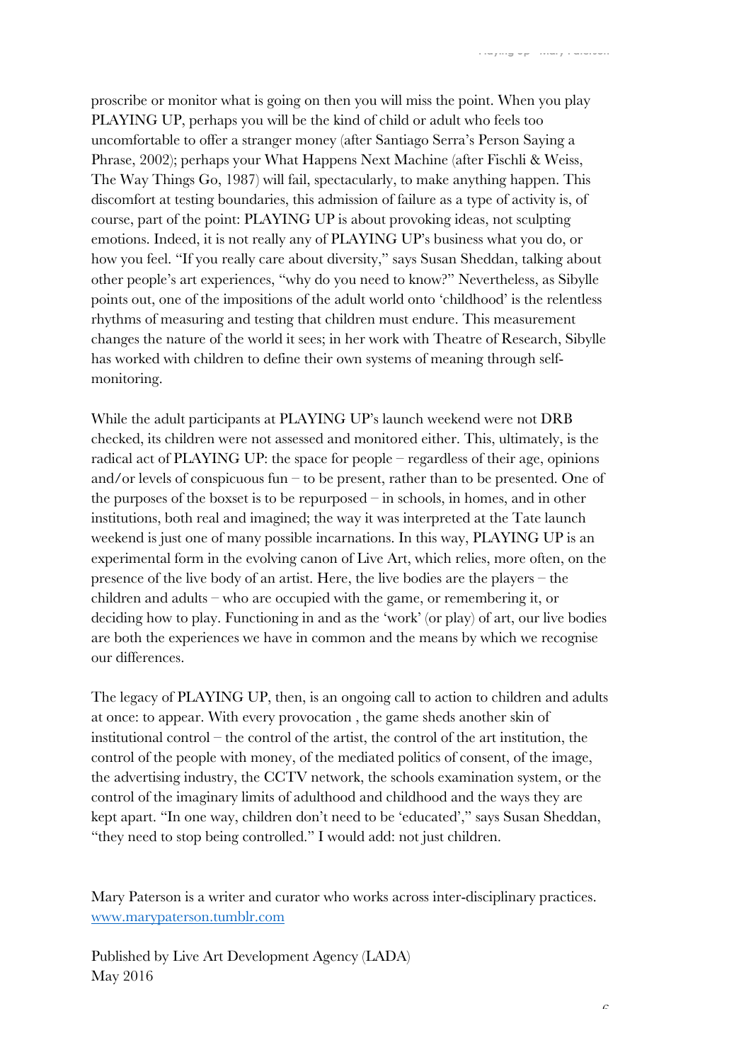proscribe or monitor what is going on then you will miss the point. When you play PLAYING UP, perhaps you will be the kind of child or adult who feels too uncomfortable to offer a stranger money (after Santiago Serra's Person Saying a Phrase, 2002); perhaps your What Happens Next Machine (after Fischli & Weiss, The Way Things Go, 1987) will fail, spectacularly, to make anything happen. This discomfort at testing boundaries, this admission of failure as a type of activity is, of course, part of the point: PLAYING UP is about provoking ideas, not sculpting emotions. Indeed, it is not really any of PLAYING UP's business what you do, or how you feel. "If you really care about diversity," says Susan Sheddan, talking about other people's art experiences, "why do you need to know?" Nevertheless, as Sibylle points out, one of the impositions of the adult world onto 'childhood' is the relentless rhythms of measuring and testing that children must endure. This measurement changes the nature of the world it sees; in her work with Theatre of Research, Sibylle has worked with children to define their own systems of meaning through self-monitoring.

While the adult participants at PLAYING UP's launch weekend were not DRB checked, its children were not assessed and monitored either. This, ultimately, is the radical act of PLAYING UP: the space for people – regardless of their age, opinions and/or levels of conspicuous fun – to be present, rather than to be presented. One of the purposes of the boxset is to be repurposed – in schools, in homes, and in other institutions, both real and imagined; the way it was interpreted at the Tate launch weekend is just one of many possible incarnations. In this way, PLAYING UP is an experimental form in the evolving canon of Live Art, which relies, more often, on the presence of the live body of an artist. Here, the live bodies are the players – the children and adults – who are occupied with the game, or remembering it, or deciding how to play. Functioning in and as the 'work' (or play) of art, our live bodies are both the experiences we have in common and the means by which we recognise our differences.

The legacy of PLAYING UP, then, is an ongoing call to action to children and adults at once: to appear. With every provocation , the game sheds another skin of institutional control – the control of the artist, the control of the art institution, the control of the people with money, of the mediated politics of consent, of the image, the advertising industry, the CCTV network, the schools examination system, or the control of the imaginary limits of adulthood and childhood and the ways they are kept apart. "In one way, children don't need to be 'educated'," says Susan Sheddan, "they need to stop being controlled." I would add: not just children.

Mary Paterson is a writer and curator who works across inter-disciplinary practices. [www.marypaterson.tumblr.com](http://www.marypaterson.tumblr.com)

Published by Live Art Development Agency (LADA)
May 2016